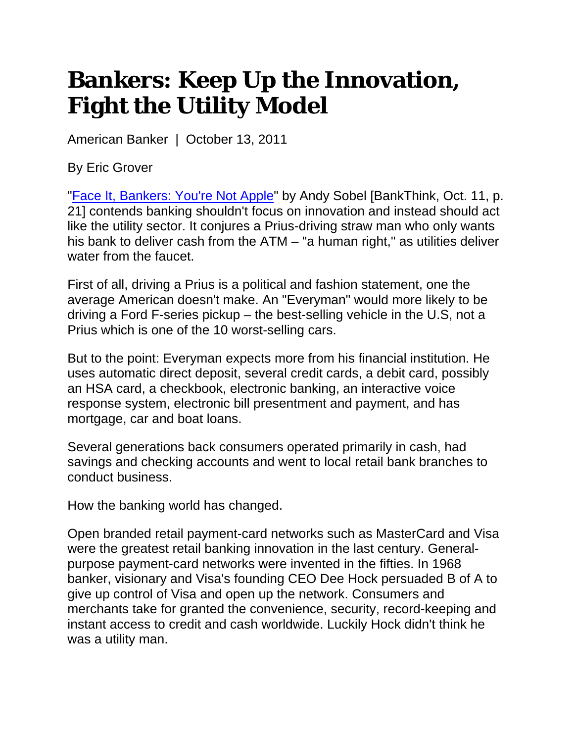# Bankers: Keep Up the Innovation, Fight the Utility Model

American Banker | October 13, 2011

By Eric Grover

"Face It, Bankers: You're Not Apple" by Andy Sobel [BankThink, Oct. 11, p. 21] contends banking shouldn't focus on innovation and instead should act like the utility sector. It conjures a Prius-driving straw man who only wants his bank to deliver cash from the ATM – "a human right," as utilities deliver water from the faucet.

First of all, driving a Prius is a political and fashion statement, one the average American doesn't make. An "Everyman" would more likely to be driving a Ford F-series pickup – the best-selling vehicle in the U.S, not a Prius which is one of the 10 worst-selling cars.

But to the point: Everyman expects more from his financial institution. He uses automatic direct deposit, several credit cards, a debit card, possibly an HSA card, a checkbook, electronic banking, an interactive voice response system, electronic bill presentment and payment, and has mortgage, car and boat loans.

Several generations back consumers operated primarily in cash, had savings and checking accounts and went to local retail bank branches to conduct business.

How the banking world has changed.

Open branded retail payment-card networks such as MasterCard and Visa were the greatest retail banking innovation in the last century. General-purpose payment-card networks were invented in the fifties. In 1968 banker, visionary and Visa's founding CEO Dee Hock persuaded B of A to give up control of Visa and open up the network. Consumers and merchants take for granted the convenience, security, record-keeping and instant access to credit and cash worldwide. Luckily Hock didn't think he was a utility man.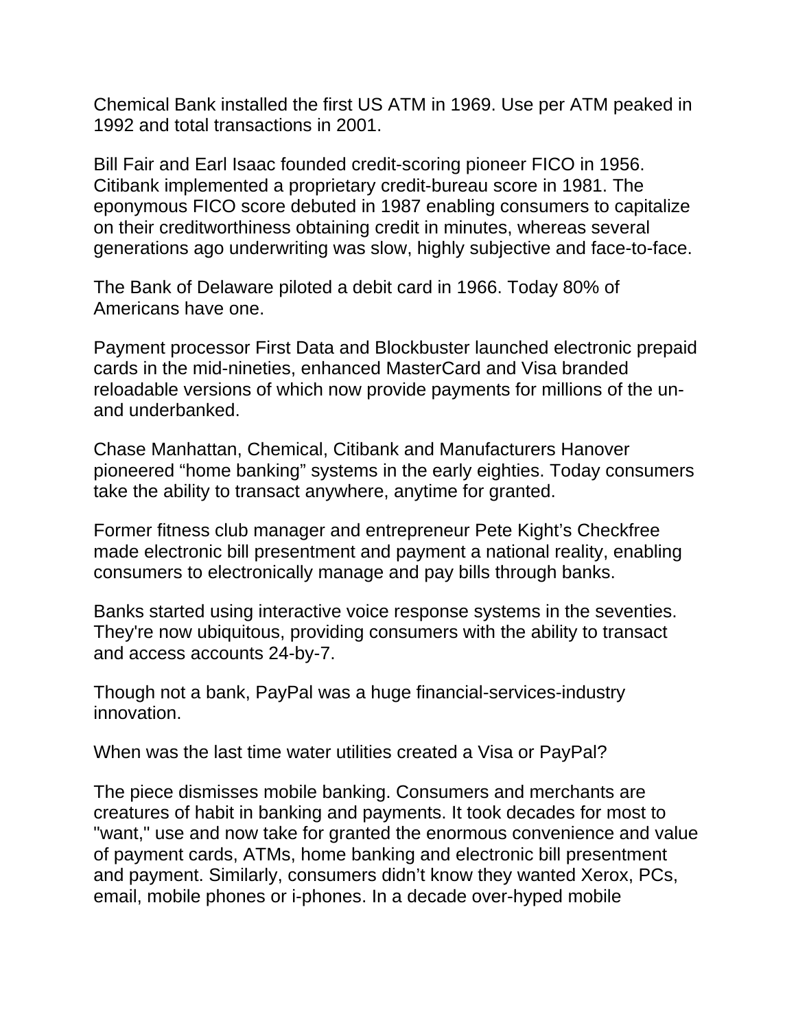Chemical Bank installed the first US ATM in 1969. Use per ATM peaked in 1992 and total transactions in 2001.

Bill Fair and Earl Isaac founded credit-scoring pioneer FICO in 1956. Citibank implemented a proprietary credit-bureau score in 1981. The eponymous FICO score debuted in 1987 enabling consumers to capitalize on their creditworthiness obtaining credit in minutes, whereas several generations ago underwriting was slow, highly subjective and face-to-face.

The Bank of Delaware piloted a debit card in 1966. Today 80% of Americans have one.

Payment processor First Data and Blockbuster launched electronic prepaid cards in the mid-nineties, enhanced MasterCard and Visa branded reloadable versions of which now provide payments for millions of the un- and underbanked.

Chase Manhattan, Chemical, Citibank and Manufacturers Hanover pioneered "home banking" systems in the early eighties. Today consumers take the ability to transact anywhere, anytime for granted.

Former fitness club manager and entrepreneur Pete Kight's Checkfree made electronic bill presentment and payment a national reality, enabling consumers to electronically manage and pay bills through banks.

Banks started using interactive voice response systems in the seventies. They're now ubiquitous, providing consumers with the ability to transact and access accounts 24-by-7.

Though not a bank, PayPal was a huge financial-services-industry innovation.

When was the last time water utilities created a Visa or PayPal?

The piece dismisses mobile banking. Consumers and merchants are creatures of habit in banking and payments. It took decades for most to "want," use and now take for granted the enormous convenience and value of payment cards, ATMs, home banking and electronic bill presentment and payment. Similarly, consumers didn't know they wanted Xerox, PCs, email, mobile phones or i-phones. In a decade over-hyped mobile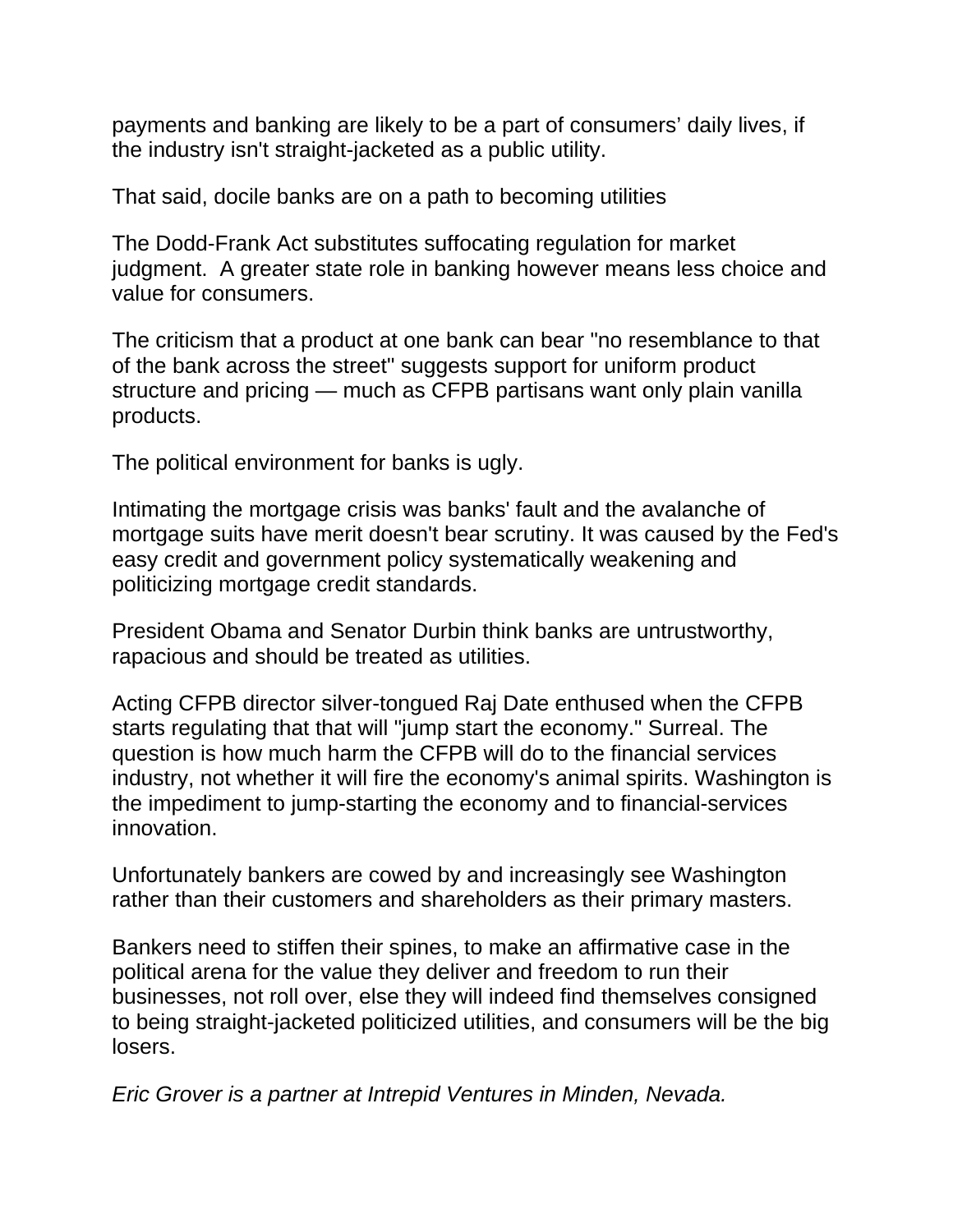payments and banking are likely to be a part of consumers' daily lives, if the industry isn't straight-jacketed as a public utility.

That said, docile banks are on a path to becoming utilities

The Dodd-Frank Act substitutes suffocating regulation for market judgment.  A greater state role in banking however means less choice and value for consumers.

The criticism that a product at one bank can bear "no resemblance to that of the bank across the street" suggests support for uniform product structure and pricing — much as CFPB partisans want only plain vanilla products.

The political environment for banks is ugly.

Intimating the mortgage crisis was banks' fault and the avalanche of mortgage suits have merit doesn't bear scrutiny. It was caused by the Fed's easy credit and government policy systematically weakening and politicizing mortgage credit standards.

President Obama and Senator Durbin think banks are untrustworthy, rapacious and should be treated as utilities.

Acting CFPB director silver-tongued Raj Date enthused when the CFPB starts regulating that that will "jump start the economy." Surreal. The question is how much harm the CFPB will do to the financial services industry, not whether it will fire the economy's animal spirits. Washington is the impediment to jump-starting the economy and to financial-services innovation.

Unfortunately bankers are cowed by and increasingly see Washington rather than their customers and shareholders as their primary masters.

Bankers need to stiffen their spines, to make an affirmative case in the political arena for the value they deliver and freedom to run their businesses, not roll over, else they will indeed find themselves consigned to being straight-jacketed politicized utilities, and consumers will be the big losers.

*Eric Grover is a partner at Intrepid Ventures in Minden, Nevada.*